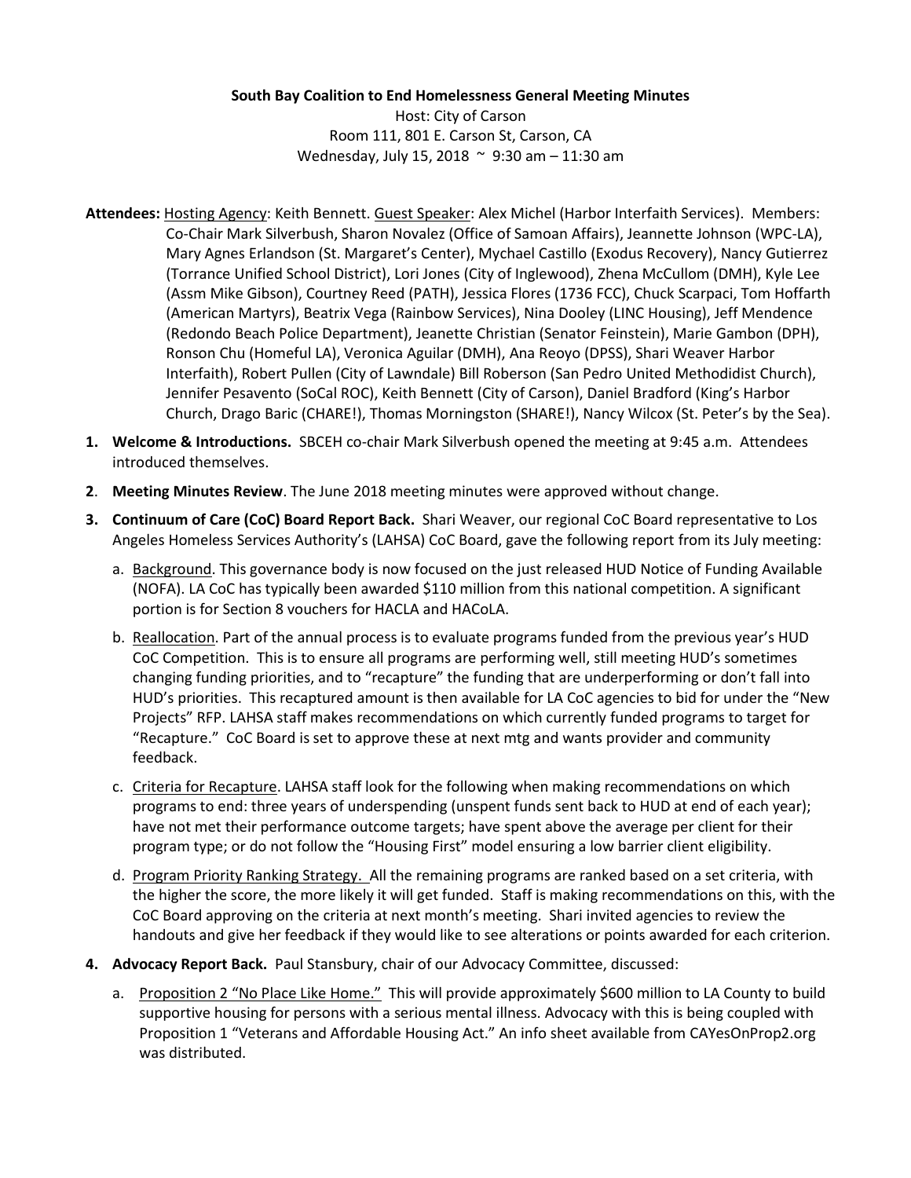**South Bay Coalition to End Homelessness General Meeting Minutes**

Host: City of Carson
Room 111, 801 E. Carson St, Carson, CA
Wednesday, July 15, 2018 ~ 9:30 am – 11:30 am

**Attendees:** Hosting Agency: Keith Bennett. Guest Speaker: Alex Michel (Harbor Interfaith Services). Members: Co-Chair Mark Silverbush, Sharon Novalez (Office of Samoan Affairs), Jeannette Johnson (WPC-LA), Mary Agnes Erlandson (St. Margaret's Center), Mychael Castillo (Exodus Recovery), Nancy Gutierrez (Torrance Unified School District), Lori Jones (City of Inglewood), Zhena McCullom (DMH), Kyle Lee (Assm Mike Gibson), Courtney Reed (PATH), Jessica Flores (1736 FCC), Chuck Scarpaci, Tom Hoffarth (American Martyrs), Beatrix Vega (Rainbow Services), Nina Dooley (LINC Housing), Jeff Mendence (Redondo Beach Police Department), Jeanette Christian (Senator Feinstein), Marie Gambon (DPH), Ronson Chu (Homeful LA), Veronica Aguilar (DMH), Ana Reoyo (DPSS), Shari Weaver Harbor Interfaith), Robert Pullen (City of Lawndale) Bill Roberson (San Pedro United Methodidist Church), Jennifer Pesavento (SoCal ROC), Keith Bennett (City of Carson), Daniel Bradford (King's Harbor Church, Drago Baric (CHARE!), Thomas Morningston (SHARE!), Nancy Wilcox (St. Peter's by the Sea).

1. **Welcome & Introductions.** SBCEH co-chair Mark Silverbush opened the meeting at 9:45 a.m. Attendees introduced themselves.

2. **Meeting Minutes Review**. The June 2018 meeting minutes were approved without change.

3. **Continuum of Care (CoC) Board Report Back.** Shari Weaver, our regional CoC Board representative to Los Angeles Homeless Services Authority's (LAHSA) CoC Board, gave the following report from its July meeting:

   a. Background. This governance body is now focused on the just released HUD Notice of Funding Available (NOFA). LA CoC has typically been awarded $110 million from this national competition. A significant portion is for Section 8 vouchers for HACLA and HACoLA.

   b. Reallocation. Part of the annual process is to evaluate programs funded from the previous year's HUD CoC Competition. This is to ensure all programs are performing well, still meeting HUD's sometimes changing funding priorities, and to "recapture" the funding that are underperforming or don't fall into HUD's priorities. This recaptured amount is then available for LA CoC agencies to bid for under the "New Projects" RFP. LAHSA staff makes recommendations on which currently funded programs to target for "Recapture." CoC Board is set to approve these at next mtg and wants provider and community feedback.

   c. Criteria for Recapture. LAHSA staff look for the following when making recommendations on which programs to end: three years of underspending (unspent funds sent back to HUD at end of each year); have not met their performance outcome targets; have spent above the average per client for their program type; or do not follow the "Housing First" model ensuring a low barrier client eligibility.

   d. Program Priority Ranking Strategy. All the remaining programs are ranked based on a set criteria, with the higher the score, the more likely it will get funded. Staff is making recommendations on this, with the CoC Board approving on the criteria at next month's meeting. Shari invited agencies to review the handouts and give her feedback if they would like to see alterations or points awarded for each criterion.

4. **Advocacy Report Back.** Paul Stansbury, chair of our Advocacy Committee, discussed:

   a. Proposition 2 "No Place Like Home." This will provide approximately $600 million to LA County to build supportive housing for persons with a serious mental illness. Advocacy with this is being coupled with Proposition 1 "Veterans and Affordable Housing Act." An info sheet available from CAYesOnProp2.org was distributed.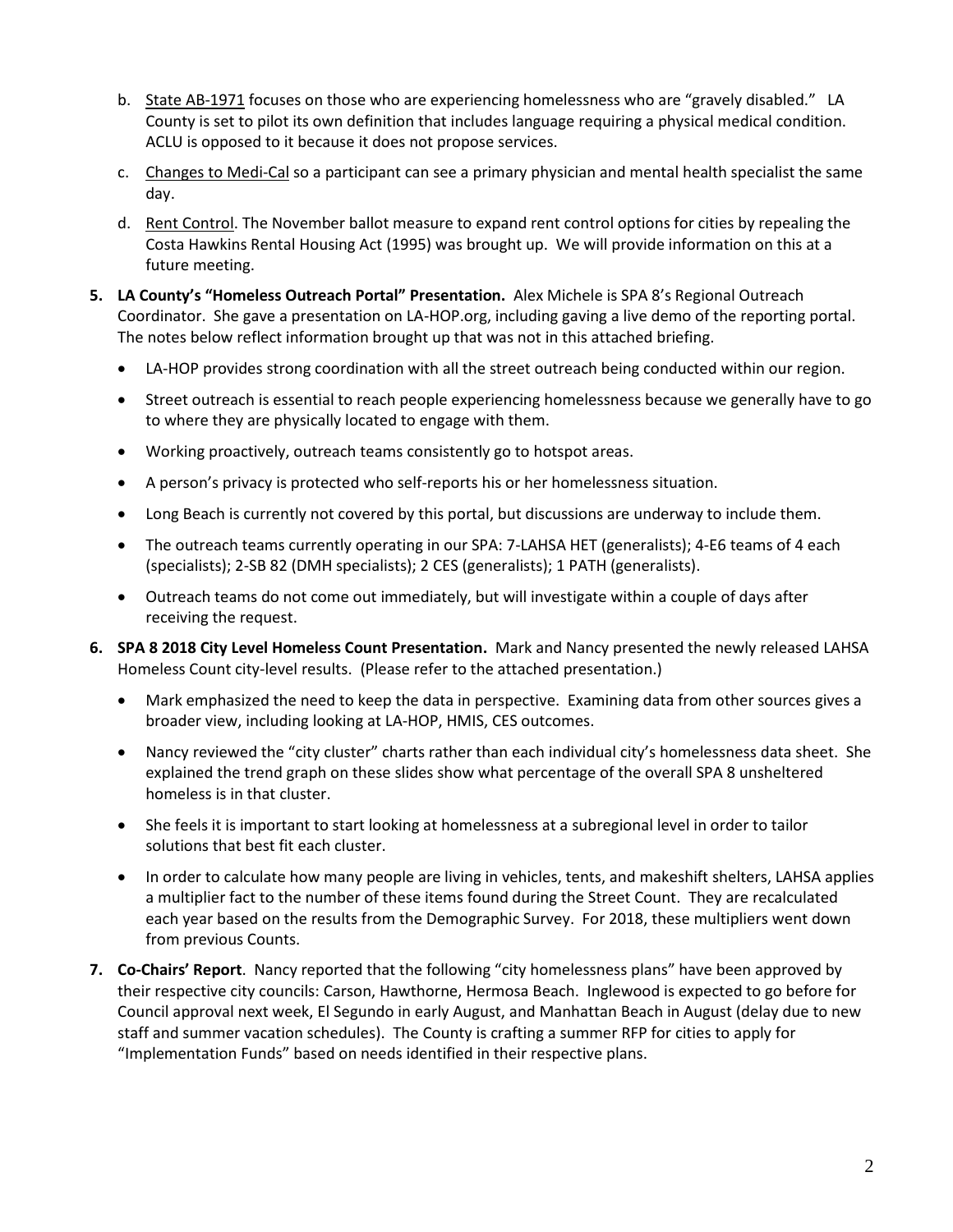b. State AB-1971 focuses on those who are experiencing homelessness who are "gravely disabled." LA County is set to pilot its own definition that includes language requiring a physical medical condition. ACLU is opposed to it because it does not propose services.

c. Changes to Medi-Cal so a participant can see a primary physician and mental health specialist the same day.

d. Rent Control. The November ballot measure to expand rent control options for cities by repealing the Costa Hawkins Rental Housing Act (1995) was brought up. We will provide information on this at a future meeting.

**5. LA County's "Homeless Outreach Portal" Presentation.** Alex Michele is SPA 8's Regional Outreach Coordinator. She gave a presentation on LA-HOP.org, including gaving a live demo of the reporting portal. The notes below reflect information brought up that was not in this attached briefing.

- LA-HOP provides strong coordination with all the street outreach being conducted within our region.
- Street outreach is essential to reach people experiencing homelessness because we generally have to go to where they are physically located to engage with them.
- Working proactively, outreach teams consistently go to hotspot areas.
- A person's privacy is protected who self-reports his or her homelessness situation.
- Long Beach is currently not covered by this portal, but discussions are underway to include them.
- The outreach teams currently operating in our SPA: 7-LAHSA HET (generalists); 4-E6 teams of 4 each (specialists); 2-SB 82 (DMH specialists); 2 CES (generalists); 1 PATH (generalists).
- Outreach teams do not come out immediately, but will investigate within a couple of days after receiving the request.

**6. SPA 8 2018 City Level Homeless Count Presentation.** Mark and Nancy presented the newly released LAHSA Homeless Count city-level results. (Please refer to the attached presentation.)

- Mark emphasized the need to keep the data in perspective. Examining data from other sources gives a broader view, including looking at LA-HOP, HMIS, CES outcomes.
- Nancy reviewed the "city cluster" charts rather than each individual city's homelessness data sheet. She explained the trend graph on these slides show what percentage of the overall SPA 8 unsheltered homeless is in that cluster.
- She feels it is important to start looking at homelessness at a subregional level in order to tailor solutions that best fit each cluster.
- In order to calculate how many people are living in vehicles, tents, and makeshift shelters, LAHSA applies a multiplier fact to the number of these items found during the Street Count. They are recalculated each year based on the results from the Demographic Survey. For 2018, these multipliers went down from previous Counts.

**7. Co-Chairs' Report**. Nancy reported that the following "city homelessness plans" have been approved by their respective city councils: Carson, Hawthorne, Hermosa Beach. Inglewood is expected to go before for Council approval next week, El Segundo in early August, and Manhattan Beach in August (delay due to new staff and summer vacation schedules). The County is crafting a summer RFP for cities to apply for "Implementation Funds" based on needs identified in their respective plans.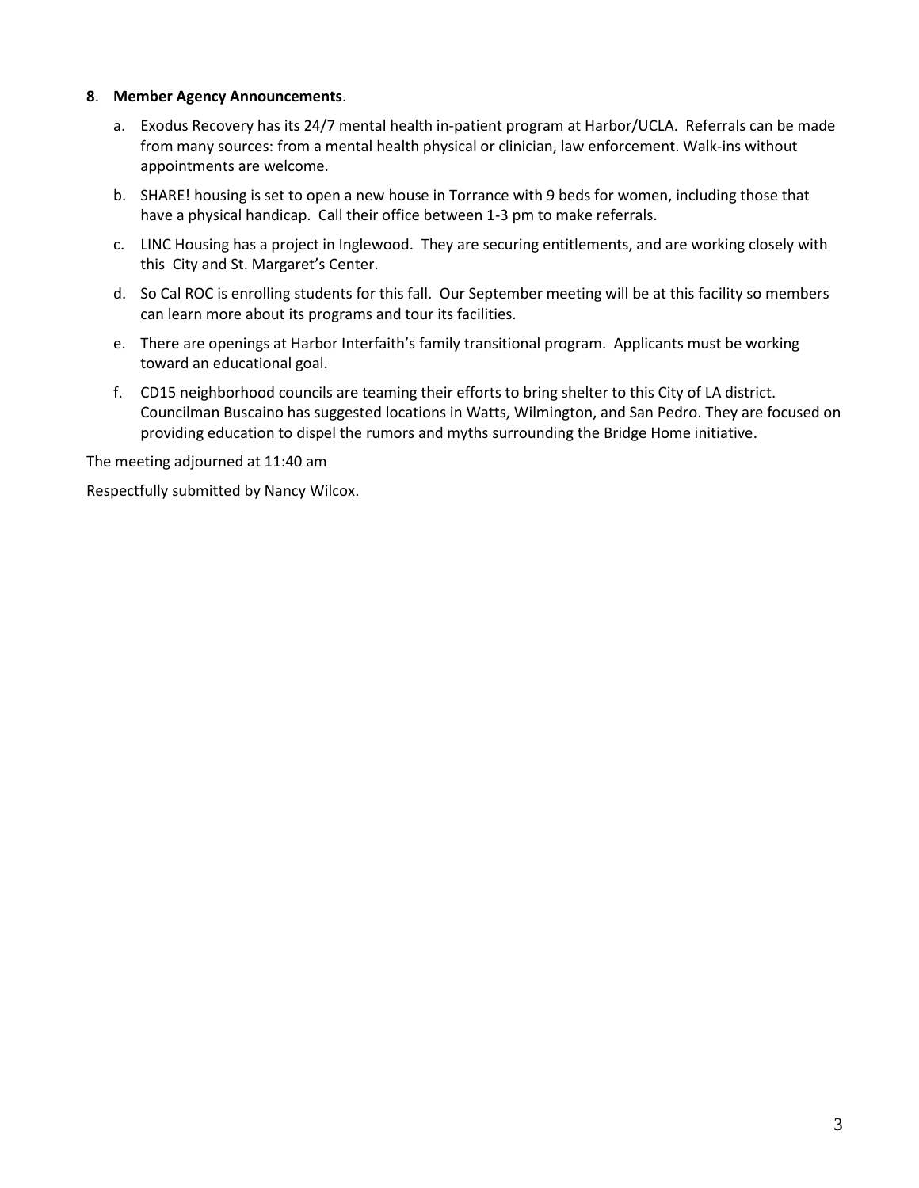**8**. **Member Agency Announcements**.

a. Exodus Recovery has its 24/7 mental health in-patient program at Harbor/UCLA. Referrals can be made from many sources: from a mental health physical or clinician, law enforcement. Walk-ins without appointments are welcome.

b. SHARE! housing is set to open a new house in Torrance with 9 beds for women, including those that have a physical handicap. Call their office between 1-3 pm to make referrals.

c. LINC Housing has a project in Inglewood. They are securing entitlements, and are working closely with this City and St. Margaret's Center.

d. So Cal ROC is enrolling students for this fall. Our September meeting will be at this facility so members can learn more about its programs and tour its facilities.

e. There are openings at Harbor Interfaith's family transitional program. Applicants must be working toward an educational goal.

f. CD15 neighborhood councils are teaming their efforts to bring shelter to this City of LA district. Councilman Buscaino has suggested locations in Watts, Wilmington, and San Pedro. They are focused on providing education to dispel the rumors and myths surrounding the Bridge Home initiative.

The meeting adjourned at 11:40 am

Respectfully submitted by Nancy Wilcox.